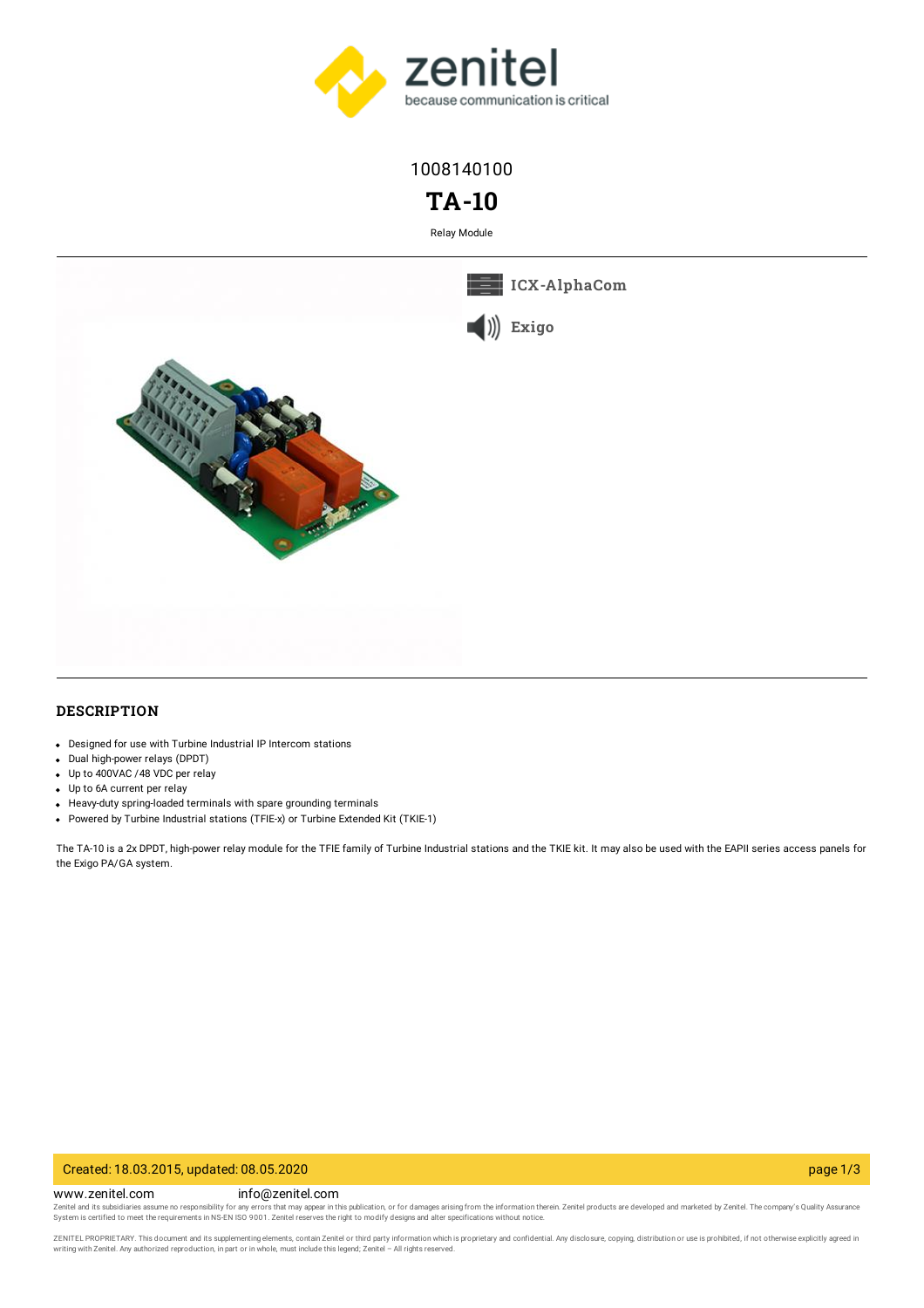1008140100

# TA-10

Relay Module

ICX-AlphaCom

Exigo

## DESCRIPTION

- Designed for use with Turbine Industrial IP Intercom stations
- Dual high-power relays (DPDT)
- Up to 400VAC /48 VDC per relay
- Up to 6A current per relay
- Heavy-duty spring-loaded terminals with spare grounding terminals
- Powered by Turbine Industrial stations (TFIE-x) or Turbine Extended Kit (TKIE-1)

The TA-10 is a 2x DPDT, high-power relay module for the TFIE family of Turbine Industrial stations and the TKIE kit. It may also be used with the EAPII series access panels for the Exigo PA/GA system.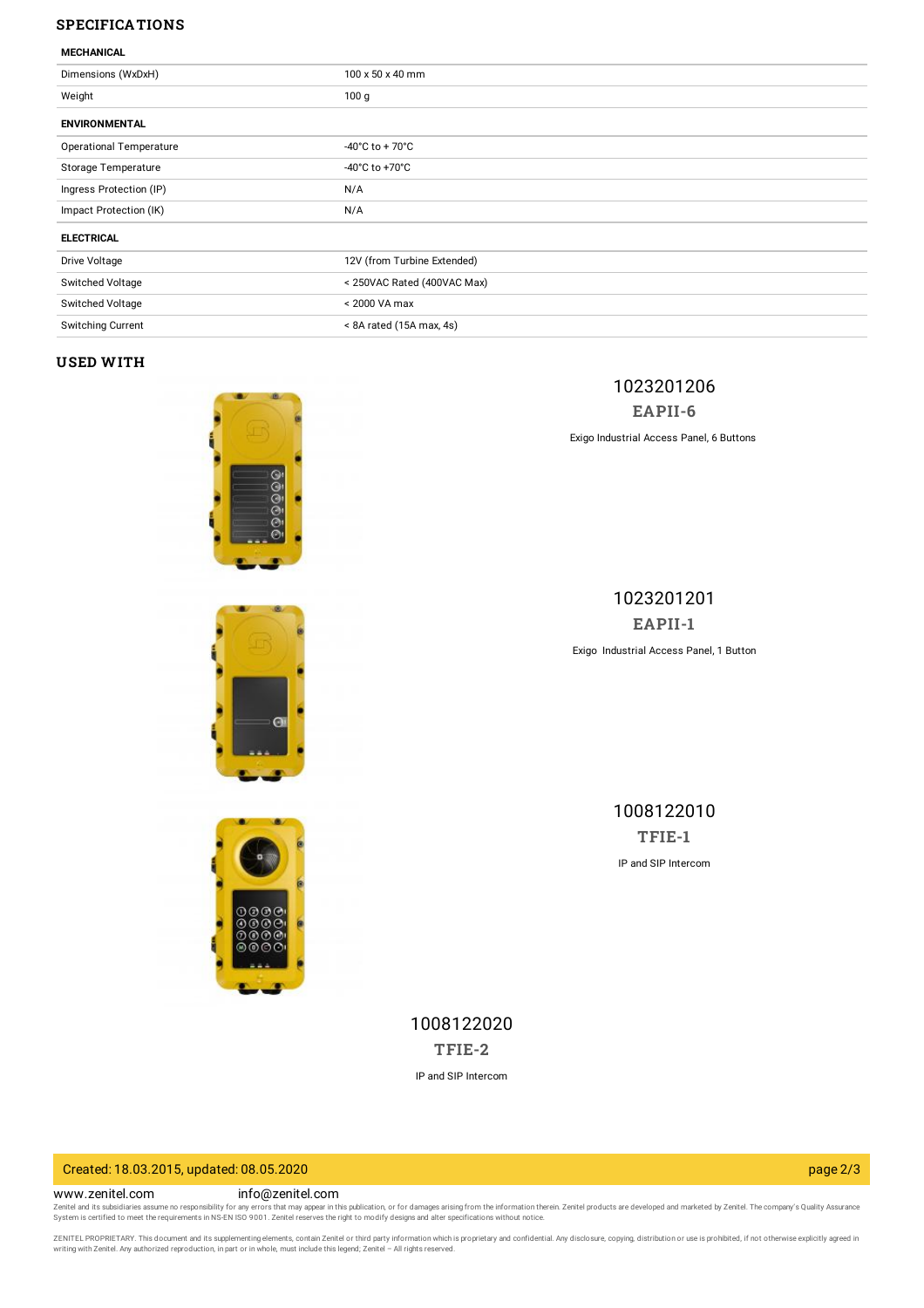## SPECIFICATIONS

| MECHANICAL | |
|---|---|
| Dimensions (WxDxH) | 100 x 50 x 40 mm |
| Weight | 100 g |
| **ENVIRONMENTAL** | |
| Operational Temperature | -40°C to + 70°C |
| Storage Temperature | -40°C to +70°C |
| Ingress Protection (IP) | N/A |
| Impact Protection (IK) | N/A |
| **ELECTRICAL** | |
| Drive Voltage | 12V (from Turbine Extended) |
| Switched Voltage | < 250VAC Rated (400VAC Max) |
| Switched Voltage | < 2000 VA max |
| Switching Current | < 8A rated (15A max, 4s) |

## USED WITH

1023201206

**EAPII-6**

Exigo Industrial Access Panel, 6 Buttons

1023201201

**EAPII-1**

Exigo Industrial Access Panel, 1 Button

1008122010

**TFIE-1**

IP and SIP Intercom

1008122020

**TFIE-2**

IP and SIP Intercom

Created: 18.03.2015, updated: 08.05.2020

www.zenitel.com info@zenitel.com

Zenitel and its subsidiaries assume no responsibility for any errors that may appear in this publication, or for damages arising from the information therein. Zenitel products are developed and marketed by Zenitel. The company's Quality Assurance System is certified to meet the requirements in NS-EN ISO 9001. Zenitel reserves the right to modify designs and alter specifications without notice.

ZENITEL PROPRIETARY. This document and its supplementing elements, contain Zenitel or third party information which is proprietary and confidential. Any disclosure, copying, distribution or use is prohibited, if not otherwise explicitly agreed in writing with Zenitel. Any authorized reproduction, in part or in whole, must include this legend; Zenitel – All rights reserved.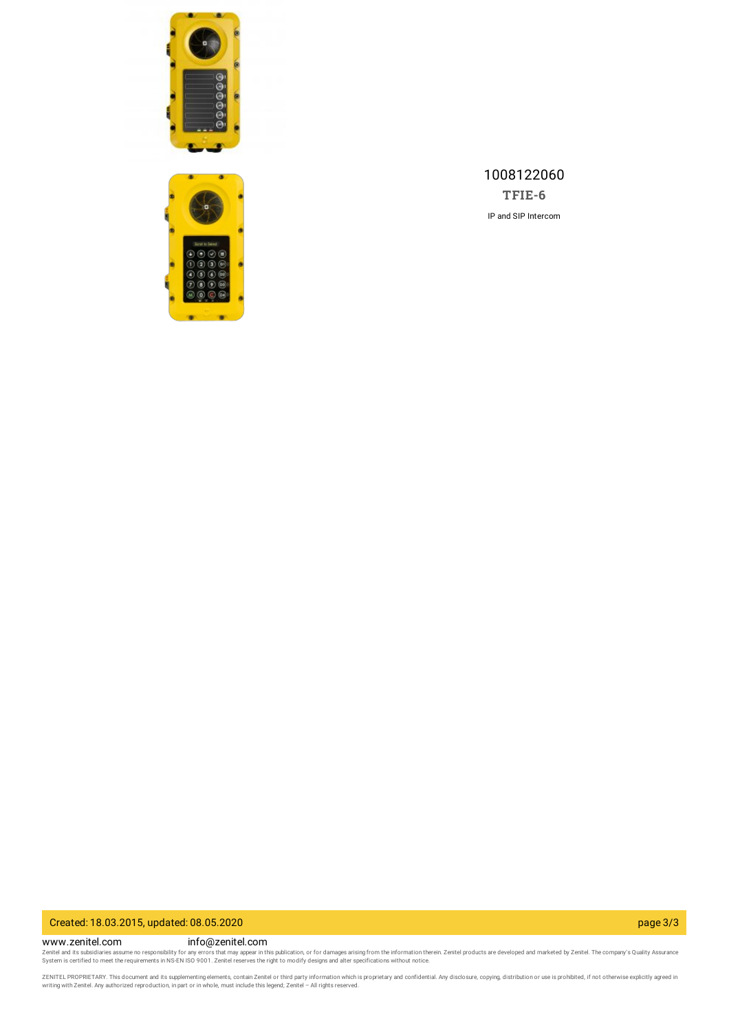1008122060

**TFIE-6**

IP and SIP Intercom

Created: 18.03.2015, updated: 08.05.2020

www.zenitel.com info@zenitel.com

Zenitel and its subsidiaries assume no responsibility for any errors that may appear in this publication, or for damages arising from the information therein. Zenitel products are developed and marketed by Zenitel. The company's Quality Assurance System is certified to meet the requirements in NS-EN ISO 9001. Zenitel reserves the right to modify designs and alter specifications without notice.

ZENITEL PROPRIETARY. This document and its supplementing elements, contain Zenitel or third party information which is proprietary and confidential. Any disclosure, copying, distribution or use is prohibited, if not otherwise explicitly agreed in writing with Zenitel. Any authorized reproduction, in part or in whole, must include this legend; Zenitel – All rights reserved.